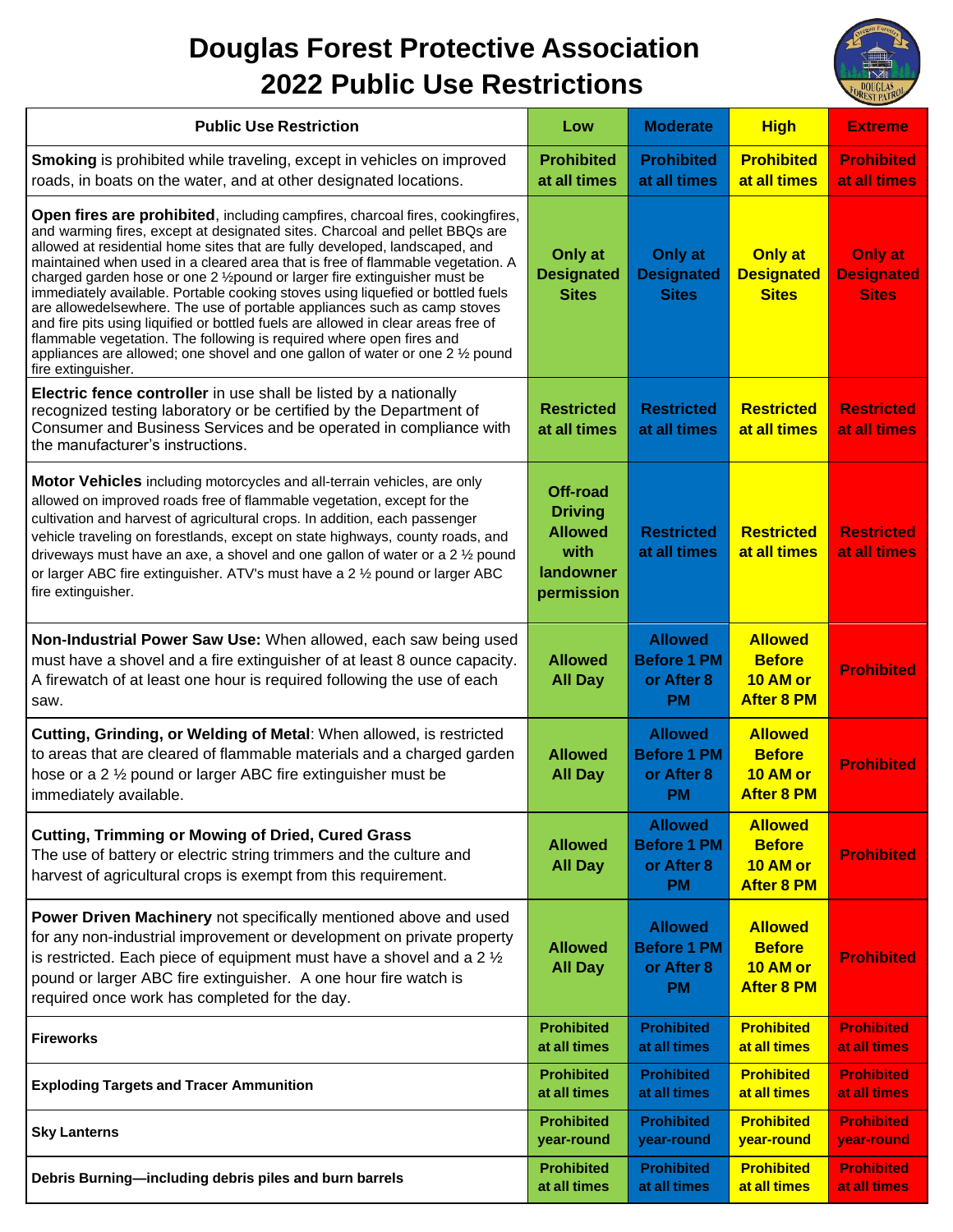# Douglas Forest Protective Association
# 2022 Public Use Restrictions

| Public Use Restriction | Low | Moderate | High | Extreme |
|---|---|---|---|---|
| **Smoking** is prohibited while traveling, except in vehicles on improved roads, in boats on the water, and at other designated locations. | **Prohibited at all times** | **Prohibited at all times** | **Prohibited at all times** | **Prohibited at all times** |
| **Open fires are prohibited**, including campfires, charcoal fires, cookingfires, and warming fires, except at designated sites. Charcoal and pellet BBQs are allowed at residential home sites that are fully developed, landscaped, and maintained when used in a cleared area that is free of flammable vegetation. A charged garden hose or one 2 ½pound or larger fire extinguisher must be immediately available. Portable cooking stoves using liquefied or bottled fuels are allowedelsewhere. The use of portable appliances such as camp stoves and fire pits using liquified or bottled fuels are allowed in clear areas free of flammable vegetation. The following is required where open fires and appliances are allowed; one shovel and one gallon of water or one 2 ½ pound fire extinguisher. | **Only at Designated Sites** | **Only at Designated Sites** | **Only at Designated Sites** | **Only at Designated Sites** |
| **Electric fence controller** in use shall be listed by a nationally recognized testing laboratory or be certified by the Department of Consumer and Business Services and be operated in compliance with the manufacturer's instructions. | **Restricted at all times** | **Restricted at all times** | **Restricted at all times** | **Restricted at all times** |
| **Motor Vehicles** including motorcycles and all-terrain vehicles, are only allowed on improved roads free of flammable vegetation, except for the cultivation and harvest of agricultural crops. In addition, each passenger vehicle traveling on forestlands, except on state highways, county roads, and driveways must have an axe, a shovel and one gallon of water or a 2 ½ pound or larger ABC fire extinguisher. ATV's must have a 2 ½ pound or larger ABC fire extinguisher. | **Off-road Driving Allowed with landowner permission** | **Restricted at all times** | **Restricted at all times** | **Restricted at all times** |
| **Non-Industrial Power Saw Use:** When allowed, each saw being used must have a shovel and a fire extinguisher of at least 8 ounce capacity. A firewatch of at least one hour is required following the use of each saw. | **Allowed All Day** | **Allowed Before 1 PM or After 8 PM** | **Allowed Before 10 AM or After 8 PM** | **Prohibited** |
| **Cutting, Grinding, or Welding of Metal**: When allowed, is restricted to areas that are cleared of flammable materials and a charged garden hose or a 2 ½ pound or larger ABC fire extinguisher must be immediately available. | **Allowed All Day** | **Allowed Before 1 PM or After 8 PM** | **Allowed Before 10 AM or After 8 PM** | **Prohibited** |
| **Cutting, Trimming or Mowing of Dried, Cured Grass** The use of battery or electric string trimmers and the culture and harvest of agricultural crops is exempt from this requirement. | **Allowed All Day** | **Allowed Before 1 PM or After 8 PM** | **Allowed Before 10 AM or After 8 PM** | **Prohibited** |
| **Power Driven Machinery** not specifically mentioned above and used for any non-industrial improvement or development on private property is restricted. Each piece of equipment must have a shovel and a 2 ½ pound or larger ABC fire extinguisher. A one hour fire watch is required once work has completed for the day. | **Allowed All Day** | **Allowed Before 1 PM or After 8 PM** | **Allowed Before 10 AM or After 8 PM** | **Prohibited** |
| **Fireworks** | **Prohibited at all times** | **Prohibited at all times** | **Prohibited at all times** | **Prohibited at all times** |
| **Exploding Targets and Tracer Ammunition** | **Prohibited at all times** | **Prohibited at all times** | **Prohibited at all times** | **Prohibited at all times** |
| **Sky Lanterns** | **Prohibited year-round** | **Prohibited year-round** | **Prohibited year-round** | **Prohibited year-round** |
| **Debris Burning—including debris piles and burn barrels** | **Prohibited at all times** | **Prohibited at all times** | **Prohibited at all times** | **Prohibited at all times** |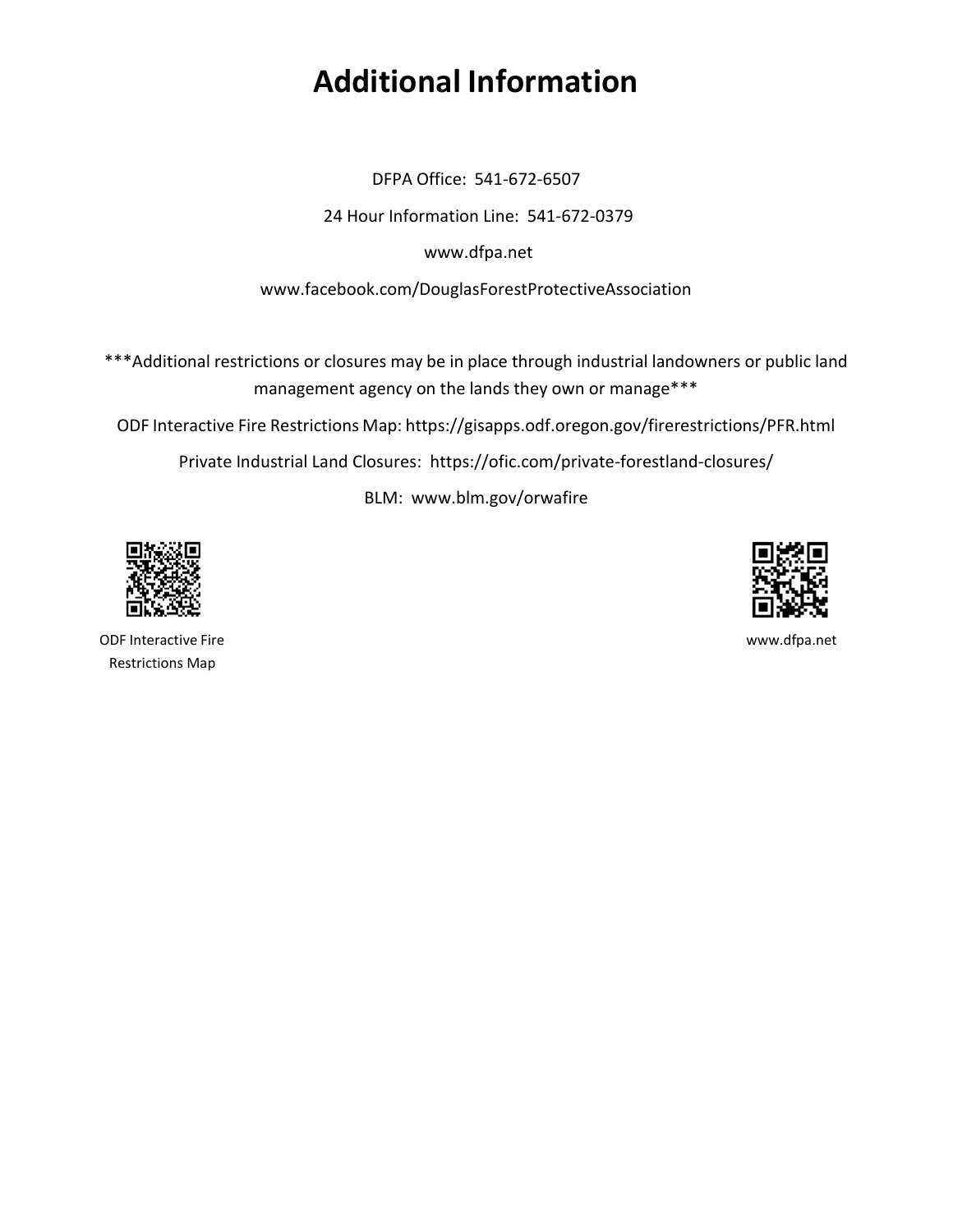# Additional Information

DFPA Office: 541-672-6507

24 Hour Information Line: 541-672-0379

www.dfpa.net

www.facebook.com/DouglasForestProtectiveAssociation

***Additional restrictions or closures may be in place through industrial landowners or public land management agency on the lands they own or manage***

ODF Interactive Fire Restrictions Map: https://gisapps.odf.oregon.gov/firerestrictions/PFR.html

Private Industrial Land Closures: https://ofic.com/private-forestland-closures/

BLM: www.blm.gov/orwafire

ODF Interactive Fire Restrictions Map

www.dfpa.net